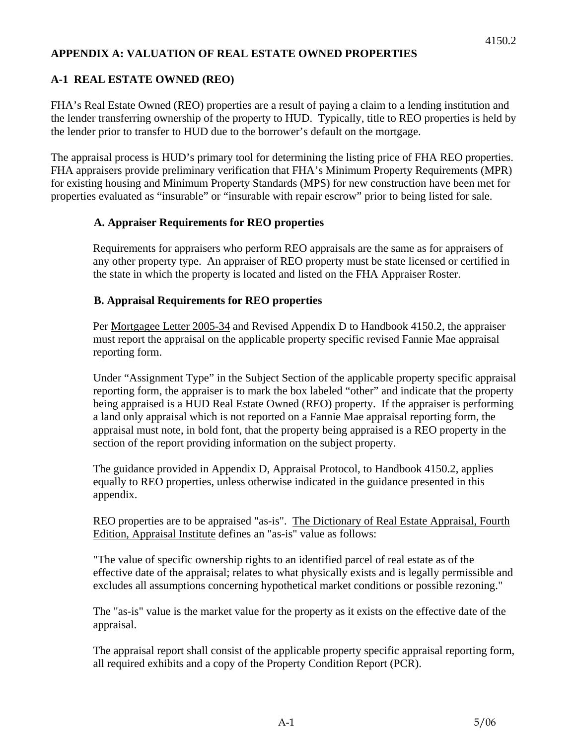# APPENDIX A: VALUATION OF REAL ESTATE OWNED PROPERTIES

## A-1 REAL ESTATE OWNED (REO)

FHA's Real Estate Owned (REO) properties are a result of paying a claim to a lending institution and the lender transferring ownership of the property to HUD. Typically, title to REO properties is held by the lender prior to transfer to HUD due to the borrower's default on the mortgage.

The appraisal process is HUD's primary tool for determining the listing price of FHA REO properties. FHA appraisers provide preliminary verification that FHA's Minimum Property Requirements (MPR) for existing housing and Minimum Property Standards (MPS) for new construction have been met for properties evaluated as "insurable" or "insurable with repair escrow" prior to being listed for sale.

### A. Appraiser Requirements for REO properties

Requirements for appraisers who perform REO appraisals are the same as for appraisers of any other property type. An appraiser of REO property must be state licensed or certified in the state in which the property is located and listed on the FHA Appraiser Roster.

### B. Appraisal Requirements for REO properties

Per Mortgagee Letter 2005-34 and Revised Appendix D to Handbook 4150.2, the appraiser must report the appraisal on the applicable property specific revised Fannie Mae appraisal reporting form.

Under "Assignment Type" in the Subject Section of the applicable property specific appraisal reporting form, the appraiser is to mark the box labeled "other" and indicate that the property being appraised is a HUD Real Estate Owned (REO) property. If the appraiser is performing a land only appraisal which is not reported on a Fannie Mae appraisal reporting form, the appraisal must note, in bold font, that the property being appraised is a REO property in the section of the report providing information on the subject property.

The guidance provided in Appendix D, Appraisal Protocol, to Handbook 4150.2, applies equally to REO properties, unless otherwise indicated in the guidance presented in this appendix.

REO properties are to be appraised "as-is". The Dictionary of Real Estate Appraisal, Fourth Edition, Appraisal Institute defines an "as-is" value as follows:

"The value of specific ownership rights to an identified parcel of real estate as of the effective date of the appraisal; relates to what physically exists and is legally permissible and excludes all assumptions concerning hypothetical market conditions or possible rezoning."

The "as-is" value is the market value for the property as it exists on the effective date of the appraisal.

The appraisal report shall consist of the applicable property specific appraisal reporting form, all required exhibits and a copy of the Property Condition Report (PCR).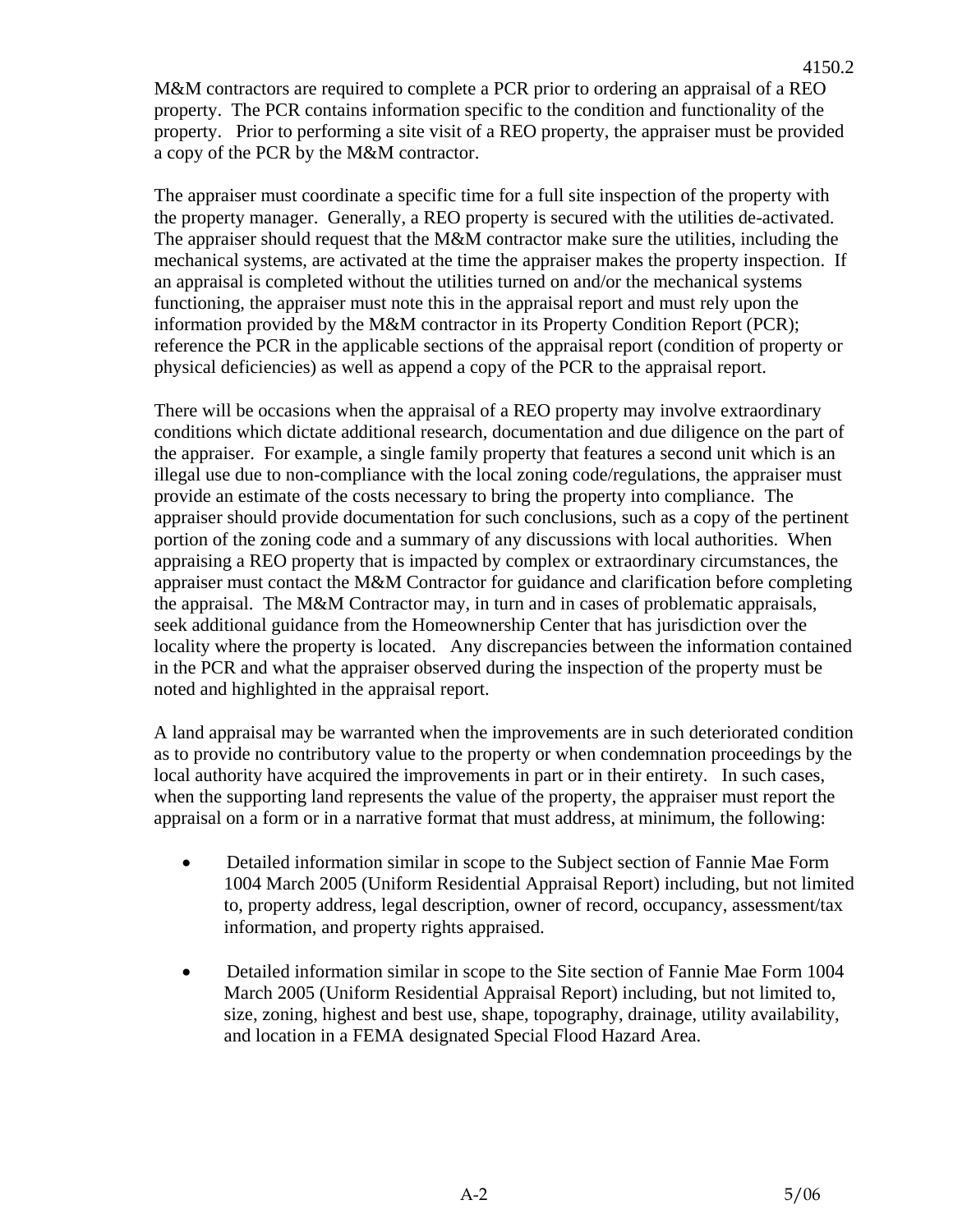M&M contractors are required to complete a PCR prior to ordering an appraisal of a REO property. The PCR contains information specific to the condition and functionality of the property. Prior to performing a site visit of a REO property, the appraiser must be provided a copy of the PCR by the M&M contractor.

The appraiser must coordinate a specific time for a full site inspection of the property with the property manager. Generally, a REO property is secured with the utilities de-activated. The appraiser should request that the M&M contractor make sure the utilities, including the mechanical systems, are activated at the time the appraiser makes the property inspection. If an appraisal is completed without the utilities turned on and/or the mechanical systems functioning, the appraiser must note this in the appraisal report and must rely upon the information provided by the M&M contractor in its Property Condition Report (PCR); reference the PCR in the applicable sections of the appraisal report (condition of property or physical deficiencies) as well as append a copy of the PCR to the appraisal report.

There will be occasions when the appraisal of a REO property may involve extraordinary conditions which dictate additional research, documentation and due diligence on the part of the appraiser. For example, a single family property that features a second unit which is an illegal use due to non-compliance with the local zoning code/regulations, the appraiser must provide an estimate of the costs necessary to bring the property into compliance. The appraiser should provide documentation for such conclusions, such as a copy of the pertinent portion of the zoning code and a summary of any discussions with local authorities. When appraising a REO property that is impacted by complex or extraordinary circumstances, the appraiser must contact the M&M Contractor for guidance and clarification before completing the appraisal. The M&M Contractor may, in turn and in cases of problematic appraisals, seek additional guidance from the Homeownership Center that has jurisdiction over the locality where the property is located. Any discrepancies between the information contained in the PCR and what the appraiser observed during the inspection of the property must be noted and highlighted in the appraisal report.

A land appraisal may be warranted when the improvements are in such deteriorated condition as to provide no contributory value to the property or when condemnation proceedings by the local authority have acquired the improvements in part or in their entirety. In such cases, when the supporting land represents the value of the property, the appraiser must report the appraisal on a form or in a narrative format that must address, at minimum, the following:

- Detailed information similar in scope to the Subject section of Fannie Mae Form 1004 March 2005 (Uniform Residential Appraisal Report) including, but not limited to, property address, legal description, owner of record, occupancy, assessment/tax information, and property rights appraised.

- Detailed information similar in scope to the Site section of Fannie Mae Form 1004 March 2005 (Uniform Residential Appraisal Report) including, but not limited to, size, zoning, highest and best use, shape, topography, drainage, utility availability, and location in a FEMA designated Special Flood Hazard Area.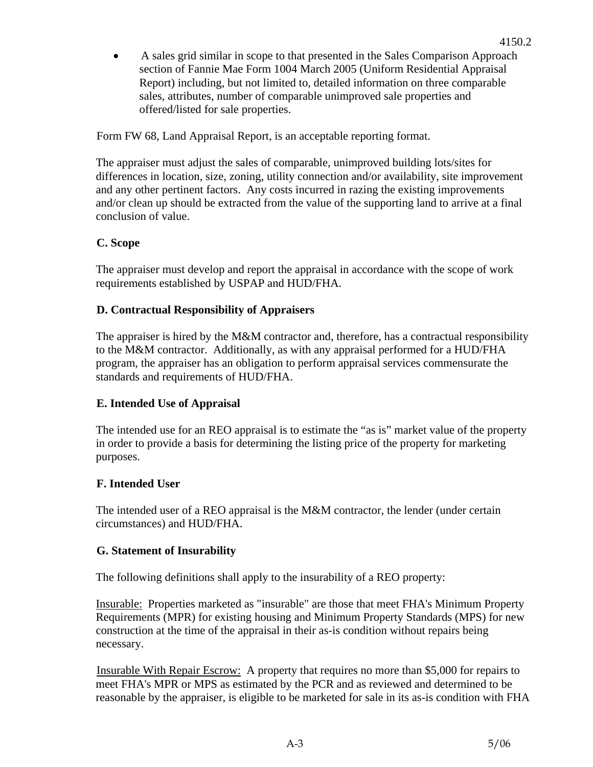- A sales grid similar in scope to that presented in the Sales Comparison Approach section of Fannie Mae Form 1004 March 2005 (Uniform Residential Appraisal Report) including, but not limited to, detailed information on three comparable sales, attributes, number of comparable unimproved sale properties and offered/listed for sale properties.

Form FW 68, Land Appraisal Report, is an acceptable reporting format.

The appraiser must adjust the sales of comparable, unimproved building lots/sites for differences in location, size, zoning, utility connection and/or availability, site improvement and any other pertinent factors. Any costs incurred in razing the existing improvements and/or clean up should be extracted from the value of the supporting land to arrive at a final conclusion of value.

**C. Scope**

The appraiser must develop and report the appraisal in accordance with the scope of work requirements established by USPAP and HUD/FHA.

**D. Contractual Responsibility of Appraisers**

The appraiser is hired by the M&M contractor and, therefore, has a contractual responsibility to the M&M contractor. Additionally, as with any appraisal performed for a HUD/FHA program, the appraiser has an obligation to perform appraisal services commensurate the standards and requirements of HUD/FHA.

**E. Intended Use of Appraisal**

The intended use for an REO appraisal is to estimate the "as is" market value of the property in order to provide a basis for determining the listing price of the property for marketing purposes.

**F. Intended User**

The intended user of a REO appraisal is the M&M contractor, the lender (under certain circumstances) and HUD/FHA.

**G. Statement of Insurability**

The following definitions shall apply to the insurability of a REO property:

Insurable: Properties marketed as "insurable" are those that meet FHA's Minimum Property Requirements (MPR) for existing housing and Minimum Property Standards (MPS) for new construction at the time of the appraisal in their as-is condition without repairs being necessary.

Insurable With Repair Escrow: A property that requires no more than $5,000 for repairs to meet FHA's MPR or MPS as estimated by the PCR and as reviewed and determined to be reasonable by the appraiser, is eligible to be marketed for sale in its as-is condition with FHA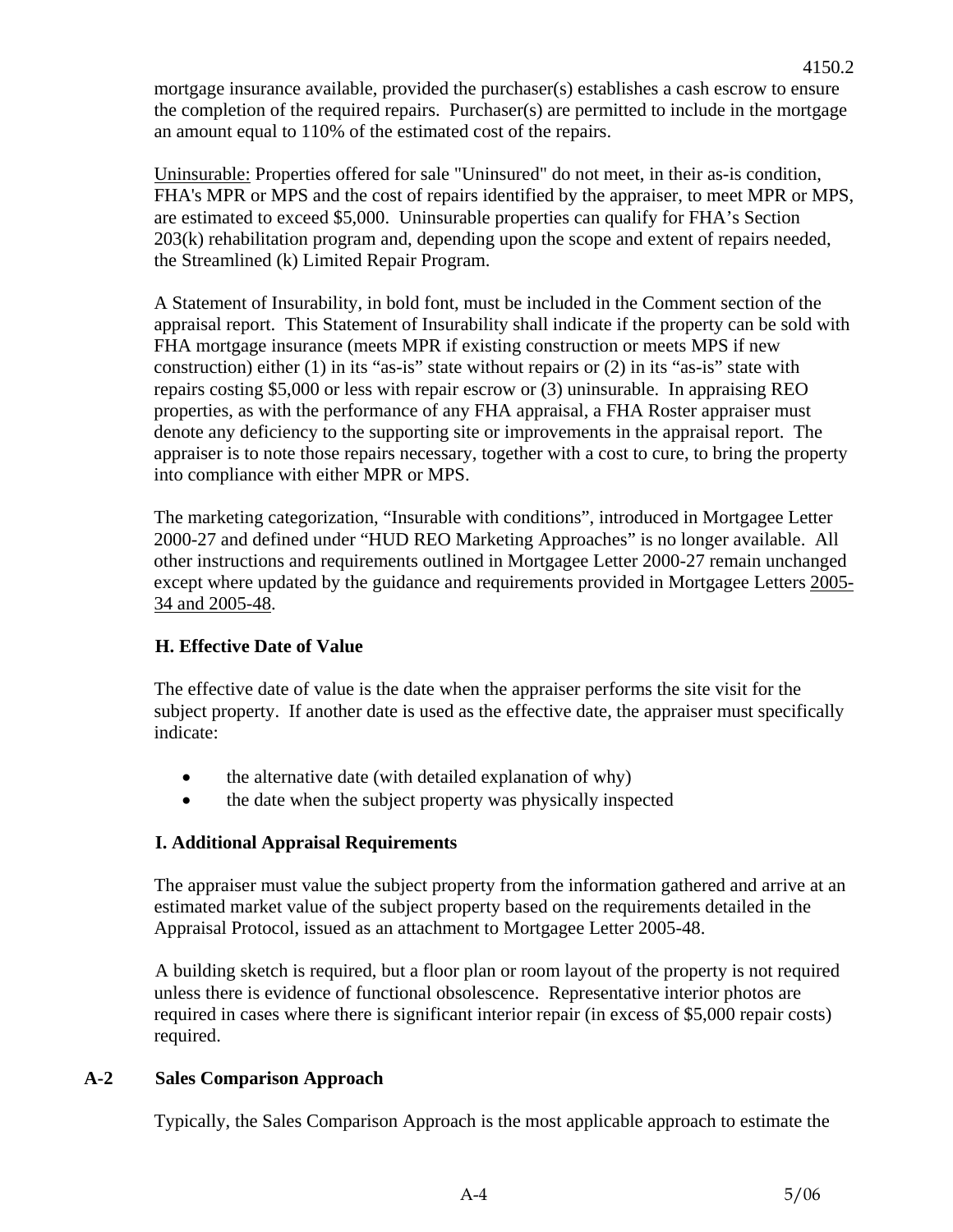mortgage insurance available, provided the purchaser(s) establishes a cash escrow to ensure the completion of the required repairs. Purchaser(s) are permitted to include in the mortgage an amount equal to 110% of the estimated cost of the repairs.

Uninsurable: Properties offered for sale "Uninsured" do not meet, in their as-is condition, FHA's MPR or MPS and the cost of repairs identified by the appraiser, to meet MPR or MPS, are estimated to exceed $5,000. Uninsurable properties can qualify for FHA's Section 203(k) rehabilitation program and, depending upon the scope and extent of repairs needed, the Streamlined (k) Limited Repair Program.

A Statement of Insurability, in bold font, must be included in the Comment section of the appraisal report. This Statement of Insurability shall indicate if the property can be sold with FHA mortgage insurance (meets MPR if existing construction or meets MPS if new construction) either (1) in its "as-is" state without repairs or (2) in its "as-is" state with repairs costing $5,000 or less with repair escrow or (3) uninsurable. In appraising REO properties, as with the performance of any FHA appraisal, a FHA Roster appraiser must denote any deficiency to the supporting site or improvements in the appraisal report. The appraiser is to note those repairs necessary, together with a cost to cure, to bring the property into compliance with either MPR or MPS.

The marketing categorization, "Insurable with conditions", introduced in Mortgagee Letter 2000-27 and defined under "HUD REO Marketing Approaches" is no longer available. All other instructions and requirements outlined in Mortgagee Letter 2000-27 remain unchanged except where updated by the guidance and requirements provided in Mortgagee Letters 2005-34 and 2005-48.

### H. Effective Date of Value

The effective date of value is the date when the appraiser performs the site visit for the subject property. If another date is used as the effective date, the appraiser must specifically indicate:

- the alternative date (with detailed explanation of why)
- the date when the subject property was physically inspected

### I. Additional Appraisal Requirements

The appraiser must value the subject property from the information gathered and arrive at an estimated market value of the subject property based on the requirements detailed in the Appraisal Protocol, issued as an attachment to Mortgagee Letter 2005-48.

A building sketch is required, but a floor plan or room layout of the property is not required unless there is evidence of functional obsolescence. Representative interior photos are required in cases where there is significant interior repair (in excess of $5,000 repair costs) required.

## A-2 Sales Comparison Approach

Typically, the Sales Comparison Approach is the most applicable approach to estimate the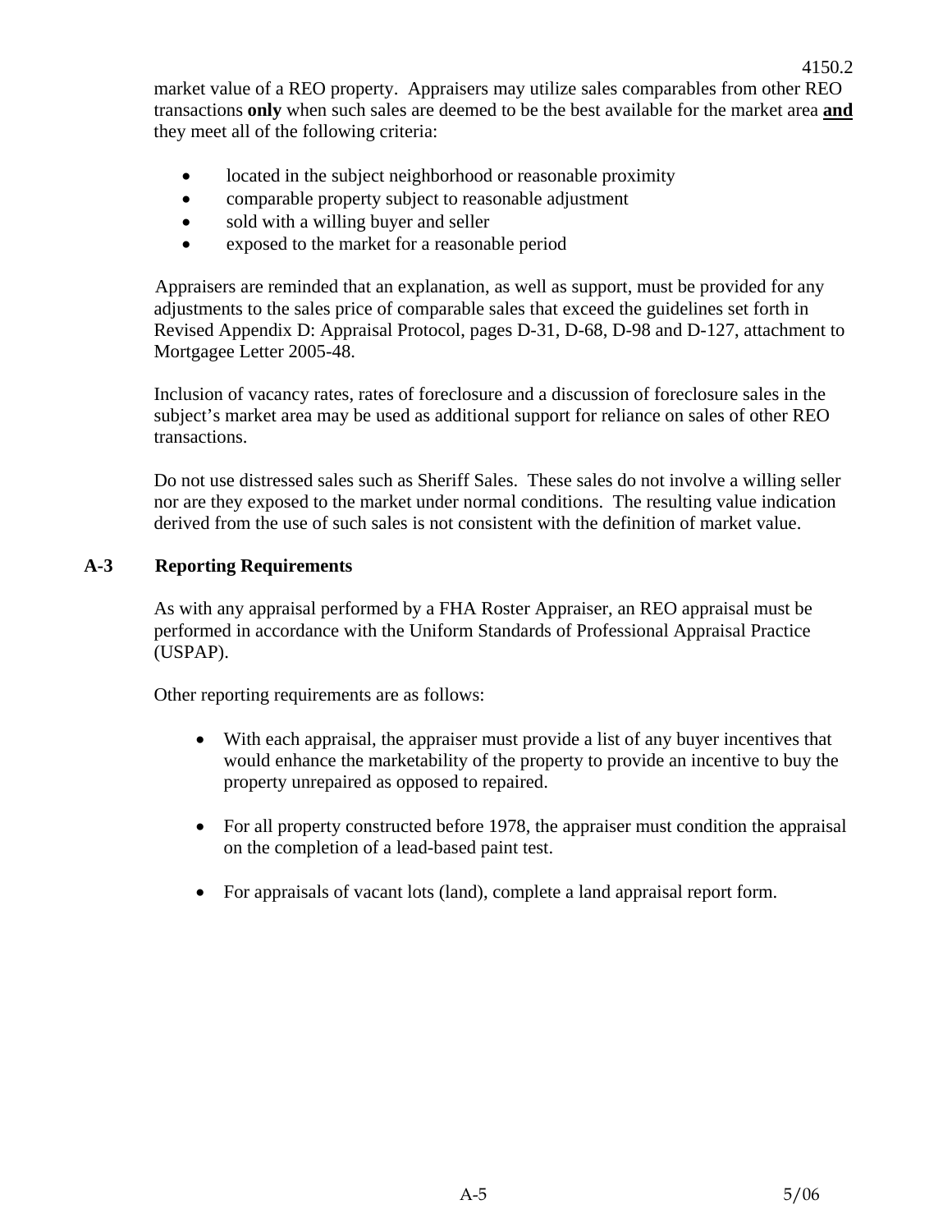market value of a REO property. Appraisers may utilize sales comparables from other REO transactions **only** when such sales are deemed to be the best available for the market area **and** they meet all of the following criteria:

- located in the subject neighborhood or reasonable proximity
- comparable property subject to reasonable adjustment
- sold with a willing buyer and seller
- exposed to the market for a reasonable period

Appraisers are reminded that an explanation, as well as support, must be provided for any adjustments to the sales price of comparable sales that exceed the guidelines set forth in Revised Appendix D: Appraisal Protocol, pages D-31, D-68, D-98 and D-127, attachment to Mortgagee Letter 2005-48.

Inclusion of vacancy rates, rates of foreclosure and a discussion of foreclosure sales in the subject's market area may be used as additional support for reliance on sales of other REO transactions.

Do not use distressed sales such as Sheriff Sales. These sales do not involve a willing seller nor are they exposed to the market under normal conditions. The resulting value indication derived from the use of such sales is not consistent with the definition of market value.

## A-3 Reporting Requirements

As with any appraisal performed by a FHA Roster Appraiser, an REO appraisal must be performed in accordance with the Uniform Standards of Professional Appraisal Practice (USPAP).

Other reporting requirements are as follows:

- With each appraisal, the appraiser must provide a list of any buyer incentives that would enhance the marketability of the property to provide an incentive to buy the property unrepaired as opposed to repaired.

- For all property constructed before 1978, the appraiser must condition the appraisal on the completion of a lead-based paint test.

- For appraisals of vacant lots (land), complete a land appraisal report form.